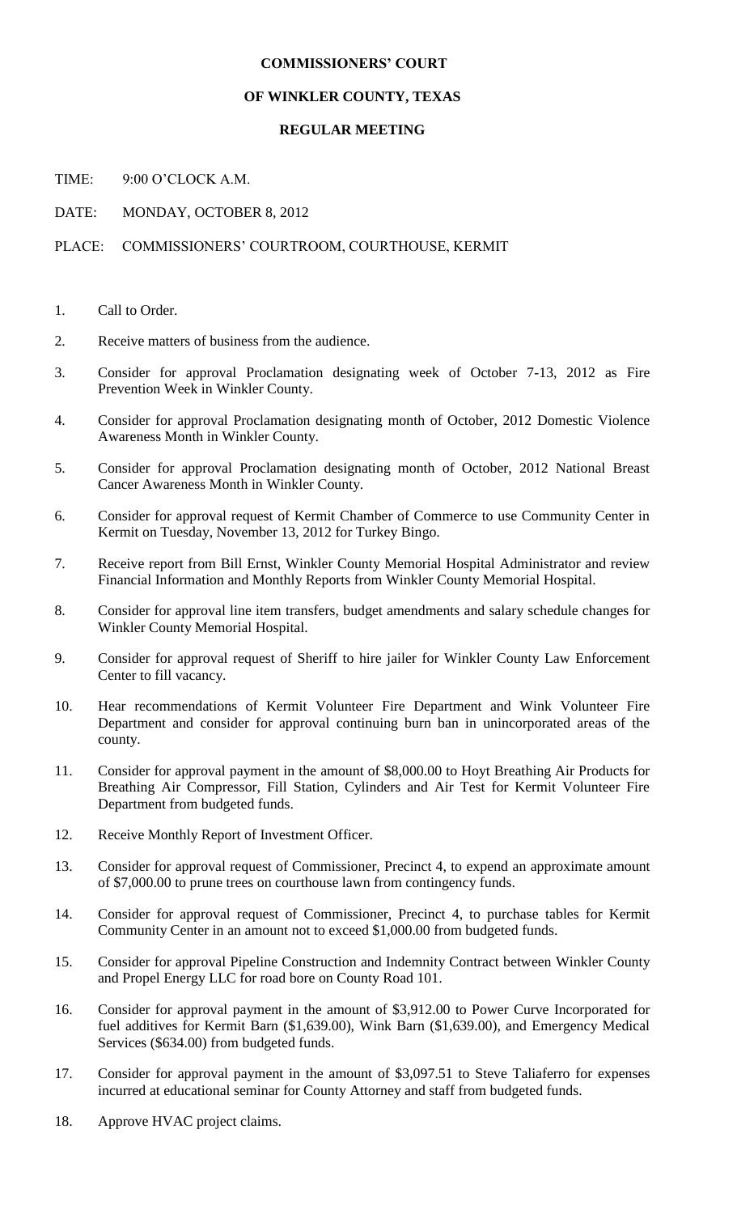# COMMISSIONERS' COURT

## OF WINKLER COUNTY, TEXAS

### REGULAR MEETING

TIME: 9:00 O'CLOCK A.M.

DATE: MONDAY, OCTOBER 8, 2012

PLACE: COMMISSIONERS' COURTROOM, COURTHOUSE, KERMIT

1. Call to Order.
2. Receive matters of business from the audience.
3. Consider for approval Proclamation designating week of October 7-13, 2012 as Fire Prevention Week in Winkler County.
4. Consider for approval Proclamation designating month of October, 2012 Domestic Violence Awareness Month in Winkler County.
5. Consider for approval Proclamation designating month of October, 2012 National Breast Cancer Awareness Month in Winkler County.
6. Consider for approval request of Kermit Chamber of Commerce to use Community Center in Kermit on Tuesday, November 13, 2012 for Turkey Bingo.
7. Receive report from Bill Ernst, Winkler County Memorial Hospital Administrator and review Financial Information and Monthly Reports from Winkler County Memorial Hospital.
8. Consider for approval line item transfers, budget amendments and salary schedule changes for Winkler County Memorial Hospital.
9. Consider for approval request of Sheriff to hire jailer for Winkler County Law Enforcement Center to fill vacancy.
10. Hear recommendations of Kermit Volunteer Fire Department and Wink Volunteer Fire Department and consider for approval continuing burn ban in unincorporated areas of the county.
11. Consider for approval payment in the amount of $8,000.00 to Hoyt Breathing Air Products for Breathing Air Compressor, Fill Station, Cylinders and Air Test for Kermit Volunteer Fire Department from budgeted funds.
12. Receive Monthly Report of Investment Officer.
13. Consider for approval request of Commissioner, Precinct 4, to expend an approximate amount of $7,000.00 to prune trees on courthouse lawn from contingency funds.
14. Consider for approval request of Commissioner, Precinct 4, to purchase tables for Kermit Community Center in an amount not to exceed $1,000.00 from budgeted funds.
15. Consider for approval Pipeline Construction and Indemnity Contract between Winkler County and Propel Energy LLC for road bore on County Road 101.
16. Consider for approval payment in the amount of $3,912.00 to Power Curve Incorporated for fuel additives for Kermit Barn ($1,639.00), Wink Barn ($1,639.00), and Emergency Medical Services ($634.00) from budgeted funds.
17. Consider for approval payment in the amount of $3,097.51 to Steve Taliaferro for expenses incurred at educational seminar for County Attorney and staff from budgeted funds.
18. Approve HVAC project claims.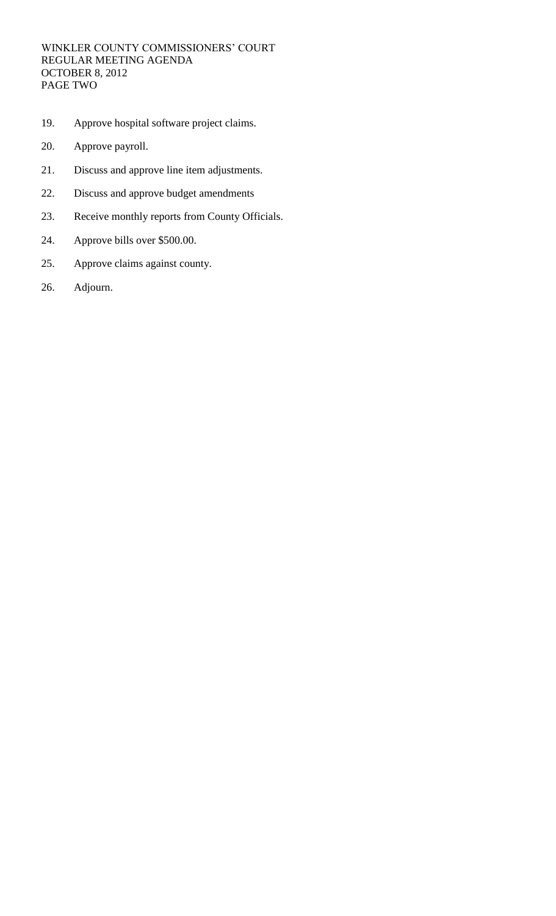19. Approve hospital software project claims.

20. Approve payroll.

21. Discuss and approve line item adjustments.

22. Discuss and approve budget amendments

23. Receive monthly reports from County Officials.

24. Approve bills over $500.00.

25. Approve claims against county.

26. Adjourn.